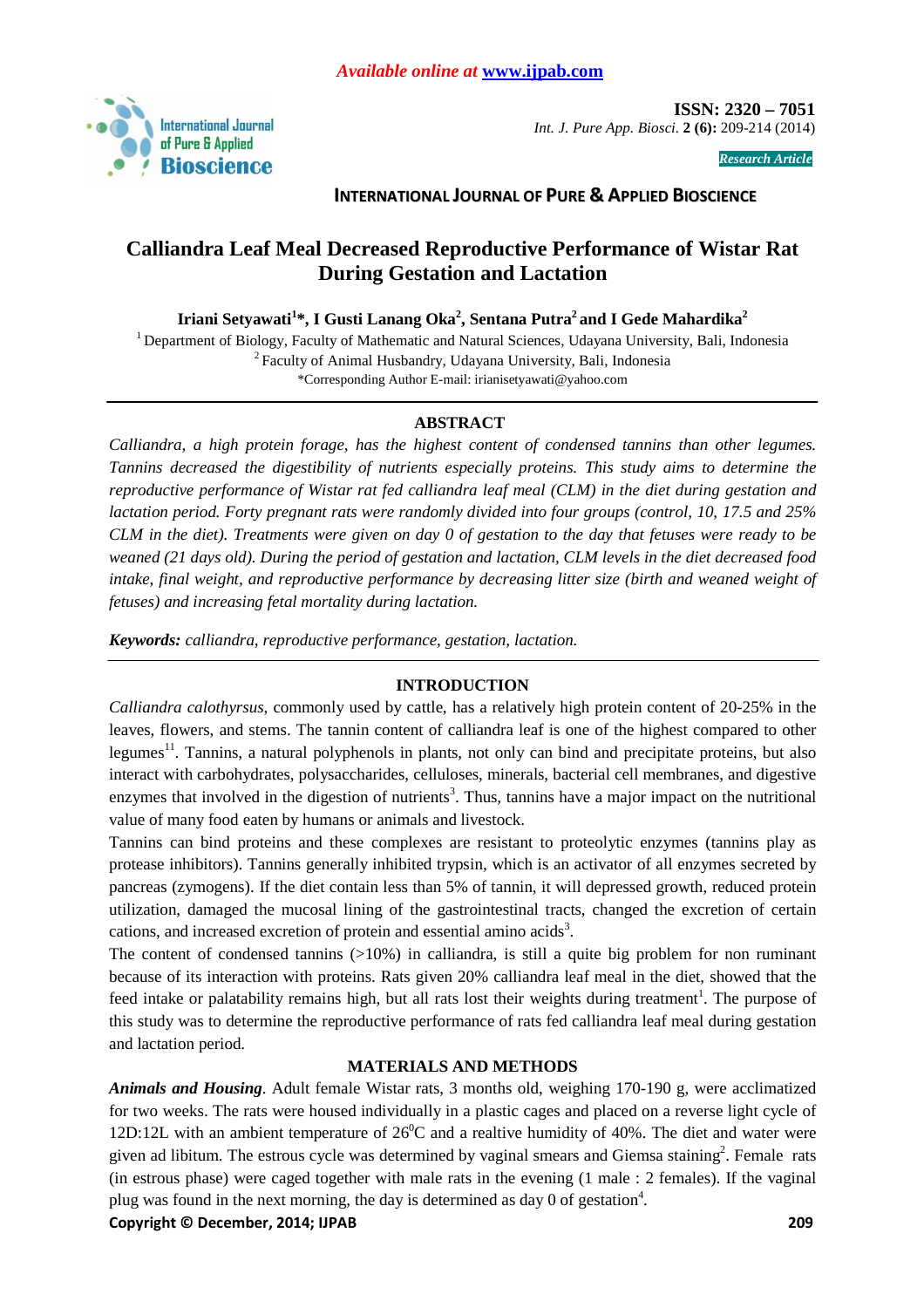# Calliandra Leaf Meal Decreased Reproductive Performance of Wistar Rat During Gestation and Lactation

**Iriani Setyawati[1]*, I Gusti Lanang Oka[2], Sentana Putra[2] and I Gede Mahardika[2]**

[1] Department of Biology, Faculty of Mathematic and Natural Sciences, Udayana University, Bali, Indonesia
[2] Faculty of Animal Husbandry, Udayana University, Bali, Indonesia
*Corresponding Author E-mail: irianisetyawati@yahoo.com

## ABSTRACT

*Calliandra, a high protein forage, has the highest content of condensed tannins than other legumes. Tannins decreased the digestibility of nutrients especially proteins. This study aims to determine the reproductive performance of Wistar rat fed calliandra leaf meal (CLM) in the diet during gestation and lactation period. Forty pregnant rats were randomly divided into four groups (control, 10, 17.5 and 25% CLM in the diet). Treatments were given on day 0 of gestation to the day that fetuses were ready to be weaned (21 days old). During the period of gestation and lactation, CLM levels in the diet decreased food intake, final weight, and reproductive performance by decreasing litter size (birth and weaned weight of fetuses) and increasing fetal mortality during lactation.*

***Keywords:*** *calliandra, reproductive performance, gestation, lactation.*

## INTRODUCTION

*Calliandra calothyrsus*, commonly used by cattle, has a relatively high protein content of 20-25% in the leaves, flowers, and stems. The tannin content of calliandra leaf is one of the highest compared to other legumes[11]. Tannins, a natural polyphenols in plants, not only can bind and precipitate proteins, but also interact with carbohydrates, polysaccharides, celluloses, minerals, bacterial cell membranes, and digestive enzymes that involved in the digestion of nutrients[3]. Thus, tannins have a major impact on the nutritional value of many food eaten by humans or animals and livestock.

Tannins can bind proteins and these complexes are resistant to proteolytic enzymes (tannins play as protease inhibitors). Tannins generally inhibited trypsin, which is an activator of all enzymes secreted by pancreas (zymogens). If the diet contain less than 5% of tannin, it will depressed growth, reduced protein utilization, damaged the mucosal lining of the gastrointestinal tracts, changed the excretion of certain cations, and increased excretion of protein and essential amino acids[3].

The content of condensed tannins (>10%) in calliandra, is still a quite big problem for non ruminant because of its interaction with proteins. Rats given 20% calliandra leaf meal in the diet, showed that the feed intake or palatability remains high, but all rats lost their weights during treatment[1]. The purpose of this study was to determine the reproductive performance of rats fed calliandra leaf meal during gestation and lactation period.

## MATERIALS AND METHODS

***Animals and Housing***. Adult female Wistar rats, 3 months old, weighing 170-190 g, were acclimatized for two weeks. The rats were housed individually in a plastic cages and placed on a reverse light cycle of 12D:12L with an ambient temperature of 26$^0$C and a realtive humidity of 40%. The diet and water were given ad libitum. The estrous cycle was determined by vaginal smears and Giemsa staining[2]. Female rats (in estrous phase) were caged together with male rats in the evening (1 male : 2 females). If the vaginal plug was found in the next morning, the day is determined as day 0 of gestation[4].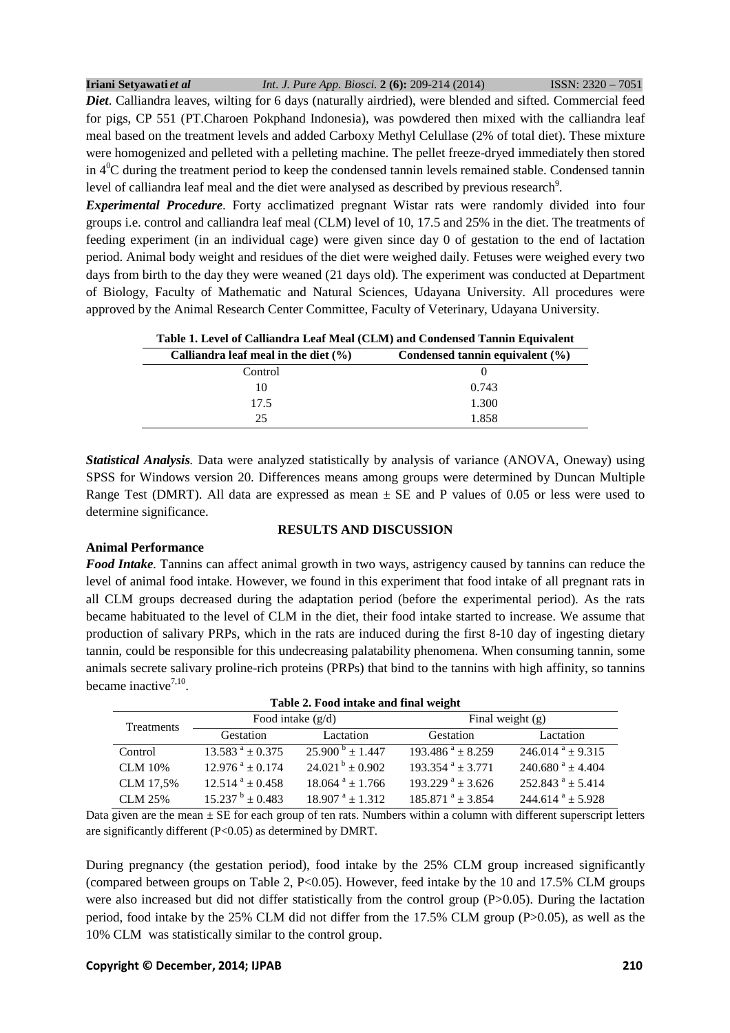***Diet***. Calliandra leaves, wilting for 6 days (naturally airdried), were blended and sifted. Commercial feed for pigs, CP 551 (PT.Charoen Pokphand Indonesia), was powdered then mixed with the calliandra leaf meal based on the treatment levels and added Carboxy Methyl Celullase (2% of total diet). These mixture were homogenized and pelleted with a pelleting machine. The pellet freeze-dryed immediately then stored in $4^0$C during the treatment period to keep the condensed tannin levels remained stable. Condensed tannin level of calliandra leaf meal and the diet were analysed as described by previous research[9].

***Experimental Procedure***. Forty acclimatized pregnant Wistar rats were randomly divided into four groups i.e. control and calliandra leaf meal (CLM) level of 10, 17.5 and 25% in the diet. The treatments of feeding experiment (in an individual cage) were given since day 0 of gestation to the end of lactation period. Animal body weight and residues of the diet were weighed daily. Fetuses were weighed every two days from birth to the day they were weaned (21 days old). The experiment was conducted at Department of Biology, Faculty of Mathematic and Natural Sciences, Udayana University. All procedures were approved by the Animal Research Center Committee, Faculty of Veterinary, Udayana University.

**Table 1. Level of Calliandra Leaf Meal (CLM) and Condensed Tannin Equivalent**

| Calliandra leaf meal in the diet (%) | Condensed tannin equivalent (%) |
|---|---|
| Control | 0 |
| 10 | 0.743 |
| 17.5 | 1.300 |
| 25 | 1.858 |

***Statistical Analysis.*** Data were analyzed statistically by analysis of variance (ANOVA, Oneway) using SPSS for Windows version 20. Differences means among groups were determined by Duncan Multiple Range Test (DMRT). All data are expressed as mean ± SE and P values of 0.05 or less were used to determine significance.

## RESULTS AND DISCUSSION

### Animal Performance

***Food Intake.*** Tannins can affect animal growth in two ways, astrigency caused by tannins can reduce the level of animal food intake. However, we found in this experiment that food intake of all pregnant rats in all CLM groups decreased during the adaptation period (before the experimental period). As the rats became habituated to the level of CLM in the diet, their food intake started to increase. We assume that production of salivary PRPs, which in the rats are induced during the first 8-10 day of ingesting dietary tannin, could be responsible for this undecreasing palatability phenomena. When consuming tannin, some animals secrete salivary proline-rich proteins (PRPs) that bind to the tannins with high affinity, so tannins became inactive[7,10].

**Table 2. Food intake and final weight**

| Treatments | Food intake (g/d) | | Final weight (g) | |
|---|---|---|---|---|
| | Gestation | Lactation | Gestation | Lactation |
| Control | $13.583^a \pm 0.375$ | $25.900^b \pm 1.447$ | $193.486^a \pm 8.259$ | $246.014^a \pm 9.315$ |
| CLM 10% | $12.976^a \pm 0.174$ | $24.021^b \pm 0.902$ | $193.354^a \pm 3.771$ | $240.680^a \pm 4.404$ |
| CLM 17,5% | $12.514^a \pm 0.458$ | $18.064^a \pm 1.766$ | $193.229^a \pm 3.626$ | $252.843^a \pm 5.414$ |
| CLM 25% | $15.237^b \pm 0.483$ | $18.907^a \pm 1.312$ | $185.871^a \pm 3.854$ | $244.614^a \pm 5.928$ |

Data given are the mean ± SE for each group of ten rats. Numbers within a column with different superscript letters are significantly different (P<0.05) as determined by DMRT.

During pregnancy (the gestation period), food intake by the 25% CLM group increased significantly (compared between groups on Table 2, P<0.05). However, feed intake by the 10 and 17.5% CLM groups were also increased but did not differ statistically from the control group (P>0.05). During the lactation period, food intake by the 25% CLM did not differ from the 17.5% CLM group (P>0.05), as well as the 10% CLM was statistically similar to the control group.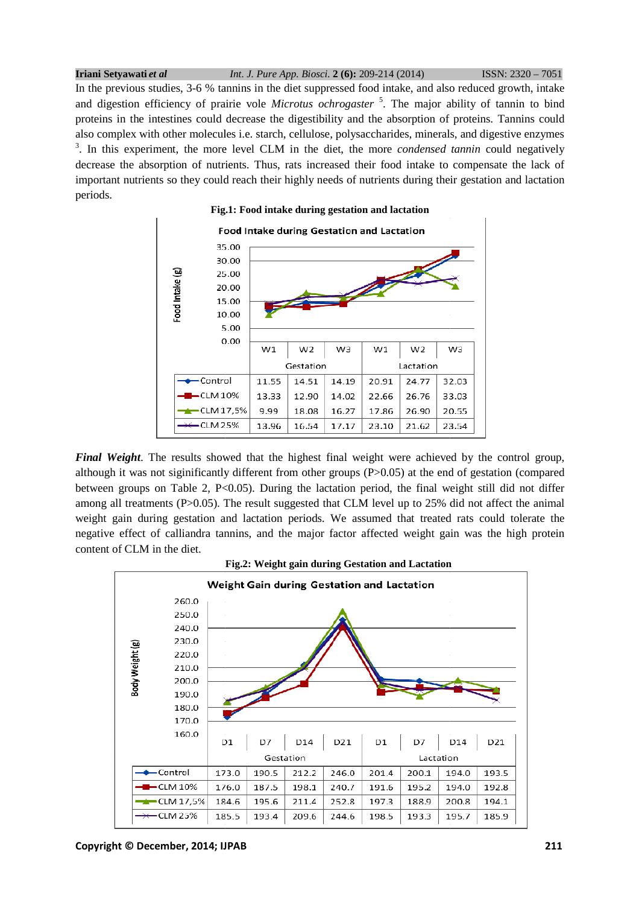In the previous studies, 3-6 % tannins in the diet suppressed food intake, and also reduced growth, intake and digestion efficiency of prairie vole *Microtus ochrogaster* [5]. The major ability of tannin to bind proteins in the intestines could decrease the digestibility and the absorption of proteins. Tannins could also complex with other molecules i.e. starch, cellulose, polysaccharides, minerals, and digestive enzymes [3]. In this experiment, the more level CLM in the diet, the more *condensed tannin* could negatively decrease the absorption of nutrients. Thus, rats increased their food intake to compensate the lack of important nutrients so they could reach their highly needs of nutrients during their gestation and lactation periods.

**Fig.1: Food intake during gestation and lactation**

Food Intake during Gestation and Lactation

| | Gestation | | | Lactation | | |
|---|---|---|---|---|---|---|
| | W1 | W2 | W3 | W1 | W2 | W3 |
| Control | 11.55 | 14.51 | 14.19 | 20.91 | 24.77 | 32.03 |
| CLM 10% | 13.33 | 12.90 | 14.02 | 22.66 | 26.76 | 33.03 |
| CLM 17,5% | 9.99 | 18.08 | 16.27 | 17.86 | 26.90 | 20.55 |
| CLM 25% | 13.96 | 16.54 | 17.17 | 23.10 | 21.62 | 23.54 |

***Final Weight***. The results showed that the highest final weight were achieved by the control group, although it was not siginificantly different from other groups (P>0.05) at the end of gestation (compared between groups on Table 2, P<0.05). During the lactation period, the final weight still did not differ among all treatments (P>0.05). The result suggested that CLM level up to 25% did not affect the animal weight gain during gestation and lactation periods. We assumed that treated rats could tolerate the negative effect of calliandra tannins, and the major factor affected weight gain was the high protein content of CLM in the diet.

**Fig.2: Weight gain during Gestation and Lactation**

Weight Gain during Gestation and Lactation

| | Gestation | | | | Lactation | | | |
|---|---|---|---|---|---|---|---|---|
| | D1 | D7 | D14 | D21 | D1 | D7 | D14 | D21 |
| Control | 173.0 | 190.5 | 212.2 | 246.0 | 201.4 | 200.1 | 194.0 | 193.5 |
| CLM 10% | 176.0 | 187.5 | 198.1 | 240.7 | 191.6 | 195.2 | 194.0 | 192.8 |
| CLM 17,5% | 184.6 | 195.6 | 211.4 | 252.8 | 197.3 | 188.9 | 200.8 | 194.1 |
| CLM 25% | 185.5 | 193.4 | 209.6 | 244.6 | 198.5 | 193.3 | 195.7 | 185.9 |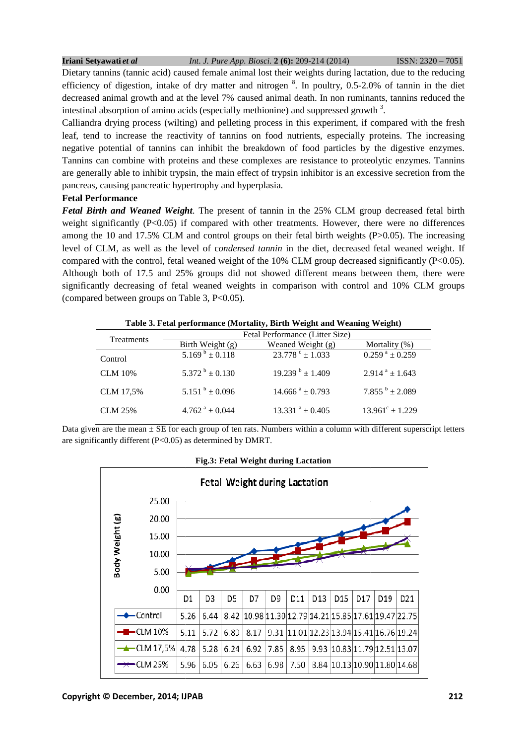Dietary tannins (tannic acid) caused female animal lost their weights during lactation, due to the reducing efficiency of digestion, intake of dry matter and nitrogen [8]. In poultry, 0.5-2.0% of tannin in the diet decreased animal growth and at the level 7% caused animal death. In non ruminants, tannins reduced the intestinal absorption of amino acids (especially methionine) and suppressed growth [3].

Calliandra drying process (wilting) and pelleting process in this experiment, if compared with the fresh leaf, tend to increase the reactivity of tannins on food nutrients, especially proteins. The increasing negative potential of tannins can inhibit the breakdown of food particles by the digestive enzymes. Tannins can combine with proteins and these complexes are resistance to proteolytic enzymes. Tannins are generally able to inhibit trypsin, the main effect of trypsin inhibitor is an excessive secretion from the pancreas, causing pancreatic hypertrophy and hyperplasia.

**Fetal Performance**

***Fetal Birth and Weaned Weight***. The present of tannin in the 25% CLM group decreased fetal birth weight significantly (P<0.05) if compared with other treatments. However, there were no differences among the 10 and 17.5% CLM and control groups on their fetal birth weights (P>0.05). The increasing level of CLM, as well as the level of c*ondensed tannin* in the diet, decreased fetal weaned weight. If compared with the control, fetal weaned weight of the 10% CLM group decreased significantly (P<0.05). Although both of 17.5 and 25% groups did not showed different means between them, there were significantly decreasing of fetal weaned weights in comparison with control and 10% CLM groups (compared between groups on Table 3, P<0.05).

**Table 3. Fetal performance (Mortality, Birth Weight and Weaning Weight)**

| Treatments | Fetal Performance (Litter Size) | | |
|---|---|---|---|
| | Birth Weight (g) | Weaned Weight (g) | Mortality (%) |
| Control | 5.169 [b] ± 0.118 | 23.778 [c] ± 1.033 | 0.259 [a] ± 0.259 |
| CLM 10% | 5.372 [b] ± 0.130 | 19.239 [b] ± 1.409 | 2.914 [a] ± 1.643 |
| CLM 17,5% | 5.151 [b] ± 0.096 | 14.666 [a] ± 0.793 | 7.855 [b] ± 2.089 |
| CLM 25% | 4.762 [a] ± 0.044 | 13.331 [a] ± 0.405 | 13.961[c] ± 1.229 |

Data given are the mean ± SE for each group of ten rats. Numbers within a column with different superscript letters are significantly different (P<0.05) as determined by DMRT.

**Fig.3: Fetal Weight during Lactation**

Fetal Weight during Lactation

| | D1 | D3 | D5 | D7 | D9 | D11 | D13 | D15 | D17 | D19 | D21 |
|---|---|---|---|---|---|---|---|---|---|---|---|
| Control | 5.26 | 6.44 | 8.42 | 10.98 | 11.30 | 12.79 | 14.21 | 15.85 | 17.61 | 19.47 | 22.75 |
| CLM 10% | 5.11 | 5.72 | 6.89 | 8.17 | 9.31 | 11.01 | 12.23 | 13.94 | 15.41 | 16.76 | 19.24 |
| CLM 17,5% | 4.78 | 5.28 | 6.24 | 6.92 | 7.85 | 8.95 | 9.93 | 10.83 | 11.79 | 12.51 | 13.07 |
| CLM 25% | 5.96 | 6.05 | 6.26 | 6.63 | 6.98 | 7.50 | 8.84 | 10.13 | 10.90 | 11.80 | 14.68 |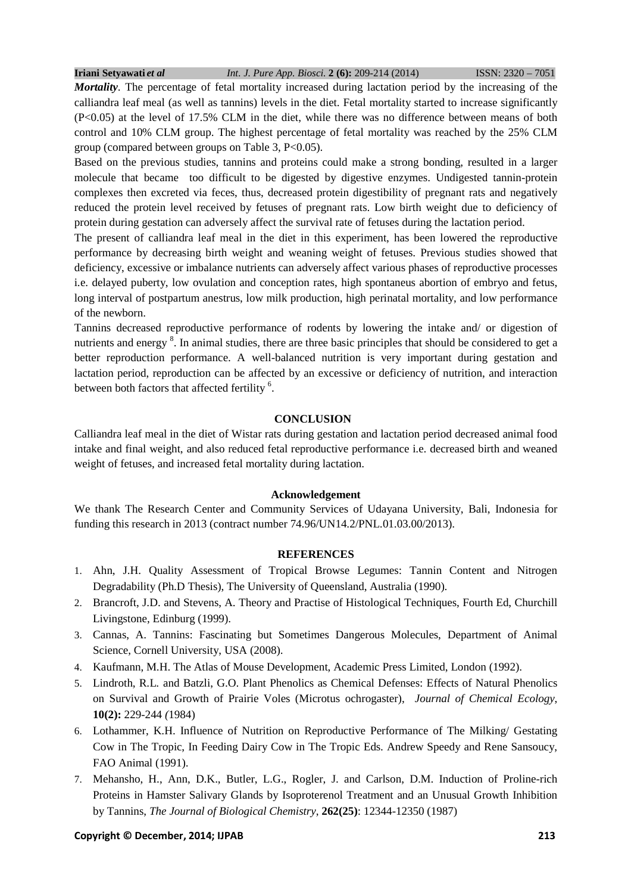***Mortality***. The percentage of fetal mortality increased during lactation period by the increasing of the calliandra leaf meal (as well as tannins) levels in the diet. Fetal mortality started to increase significantly ($P<0.05$) at the level of 17.5% CLM in the diet, while there was no difference between means of both control and 10% CLM group. The highest percentage of fetal mortality was reached by the 25% CLM group (compared between groups on Table 3, $P<0.05$).

Based on the previous studies, tannins and proteins could make a strong bonding, resulted in a larger molecule that became too difficult to be digested by digestive enzymes. Undigested tannin-protein complexes then excreted via feces, thus, decreased protein digestibility of pregnant rats and negatively reduced the protein level received by fetuses of pregnant rats. Low birth weight due to deficiency of protein during gestation can adversely affect the survival rate of fetuses during the lactation period.

The present of calliandra leaf meal in the diet in this experiment, has been lowered the reproductive performance by decreasing birth weight and weaning weight of fetuses. Previous studies showed that deficiency, excessive or imbalance nutrients can adversely affect various phases of reproductive processes i.e. delayed puberty, low ovulation and conception rates, high spontaneus abortion of embryo and fetus, long interval of postpartum anestrus, low milk production, high perinatal mortality, and low performance of the newborn.

Tannins decreased reproductive performance of rodents by lowering the intake and/ or digestion of nutrients and energy [8]. In animal studies, there are three basic principles that should be considered to get a better reproduction performance. A well-balanced nutrition is very important during gestation and lactation period, reproduction can be affected by an excessive or deficiency of nutrition, and interaction between both factors that affected fertility [6].

## CONCLUSION

Calliandra leaf meal in the diet of Wistar rats during gestation and lactation period decreased animal food intake and final weight, and also reduced fetal reproductive performance i.e. decreased birth and weaned weight of fetuses, and increased fetal mortality during lactation.

### Acknowledgement

We thank The Research Center and Community Services of Udayana University, Bali, Indonesia for funding this research in 2013 (contract number 74.96/UN14.2/PNL.01.03.00/2013).

## REFERENCES

1. Ahn, J.H. Quality Assessment of Tropical Browse Legumes: Tannin Content and Nitrogen Degradability (Ph.D Thesis), The University of Queensland, Australia (1990).
2. Brancroft, J.D. and Stevens, A. Theory and Practise of Histological Techniques, Fourth Ed, Churchill Livingstone, Edinburg (1999).
3. Cannas, A. Tannins: Fascinating but Sometimes Dangerous Molecules, Department of Animal Science, Cornell University, USA (2008).
4. Kaufmann, M.H. The Atlas of Mouse Development, Academic Press Limited, London (1992).
5. Lindroth, R.L. and Batzli, G.O. Plant Phenolics as Chemical Defenses: Effects of Natural Phenolics on Survival and Growth of Prairie Voles (Microtus ochrogaster), *Journal of Chemical Ecology*, **10(2):** 229-244 (1984)
6. Lothammer, K.H. Influence of Nutrition on Reproductive Performance of The Milking/ Gestating Cow in The Tropic, In Feeding Dairy Cow in The Tropic Eds. Andrew Speedy and Rene Sansoucy, FAO Animal (1991).
7. Mehansho, H., Ann, D.K., Butler, L.G., Rogler, J. and Carlson, D.M. Induction of Proline-rich Proteins in Hamster Salivary Glands by Isoproterenol Treatment and an Unusual Growth Inhibition by Tannins, *The Journal of Biological Chemistry*, **262(25)**: 12344-12350 (1987)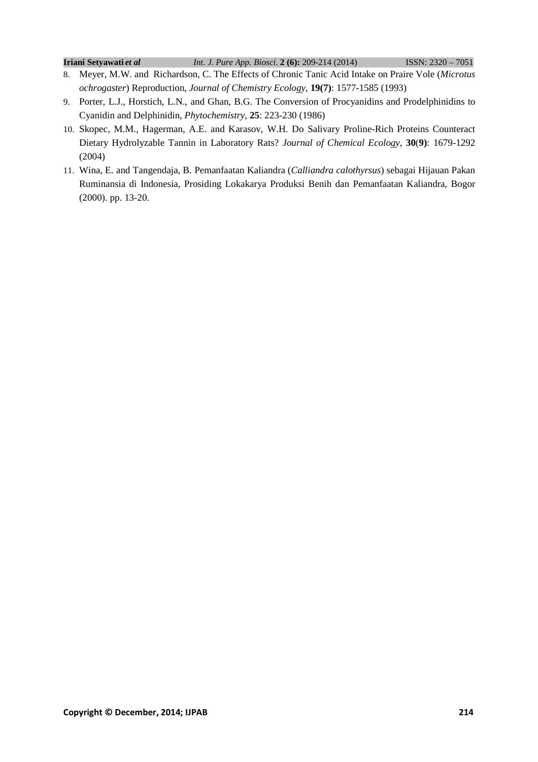8. Meyer, M.W. and Richardson, C. The Effects of Chronic Tanic Acid Intake on Praire Vole (*Microtus ochrogaster*) Reproduction, *Journal of Chemistry Ecology*, **19(7)**: 1577-1585 (1993)
9. Porter, L.J., Horstich, L.N., and Ghan, B.G. The Conversion of Procyanidins and Prodelphinidins to Cyanidin and Delphinidin, *Phytochemistry*, **25**: 223-230 (1986)
10. Skopec, M.M., Hagerman, A.E. and Karasov, W.H. Do Salivary Proline-Rich Proteins Counteract Dietary Hydrolyzable Tannin in Laboratory Rats? *Journal of Chemical Ecology*, **30**(**9)**: 1679-1292 (2004)
11. Wina, E. and Tangendaja, B. Pemanfaatan Kaliandra (*Calliandra calothyrsus*) sebagai Hijauan Pakan Ruminansia di Indonesia, Prosiding Lokakarya Produksi Benih dan Pemanfaatan Kaliandra, Bogor (2000). pp. 13-20.